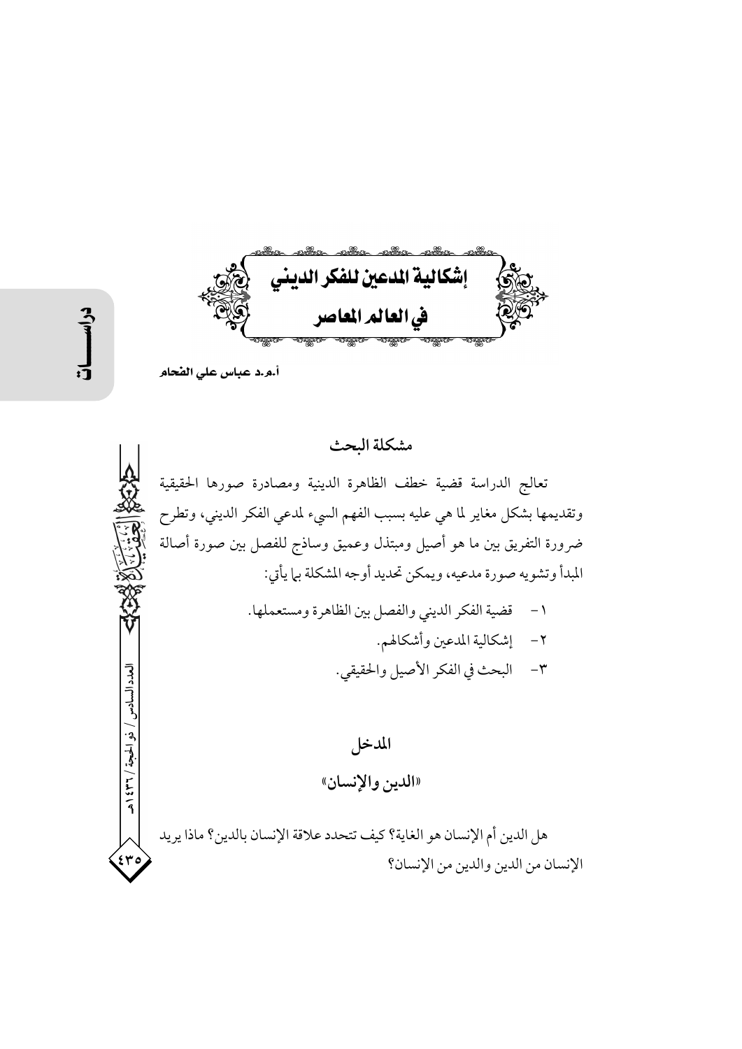# إشكالية المدعين للفكر الديني في العالم المعاصر

**أ.م.د عباس علي الفحام**

## مشكلة البحث

تعالج الدراسة قضية خطف الظاهرة الدينية ومصادرة صورها الحقيقية وتقديمها بشكل مغاير لما هي عليه بسبب الفهم السيء لمدعي الفكر الديني، وتطرح ضرورة التفريق بين ما هو أصيل ومبتذل وعميق وساذج للفصل بين صورة أصالة المبدأ وتشويه صورة مدعيه، ويمكن تحديد أوجه المشكلة بما يأتي:

١- قضية الفكر الديني والفصل بين الظاهرة ومستعملها.

٢- إشكالية المدعين وأشكالهم.

٣- البحث في الفكر الأصيل والحقيقي.

## المدخل

### «الدين والإنسان»

هل الدين أم الإنسان هو الغاية؟ كيف تتحدد علاقة الإنسان بالدين؟ ماذا يريد الإنسان من الدين والدين من الإنسان؟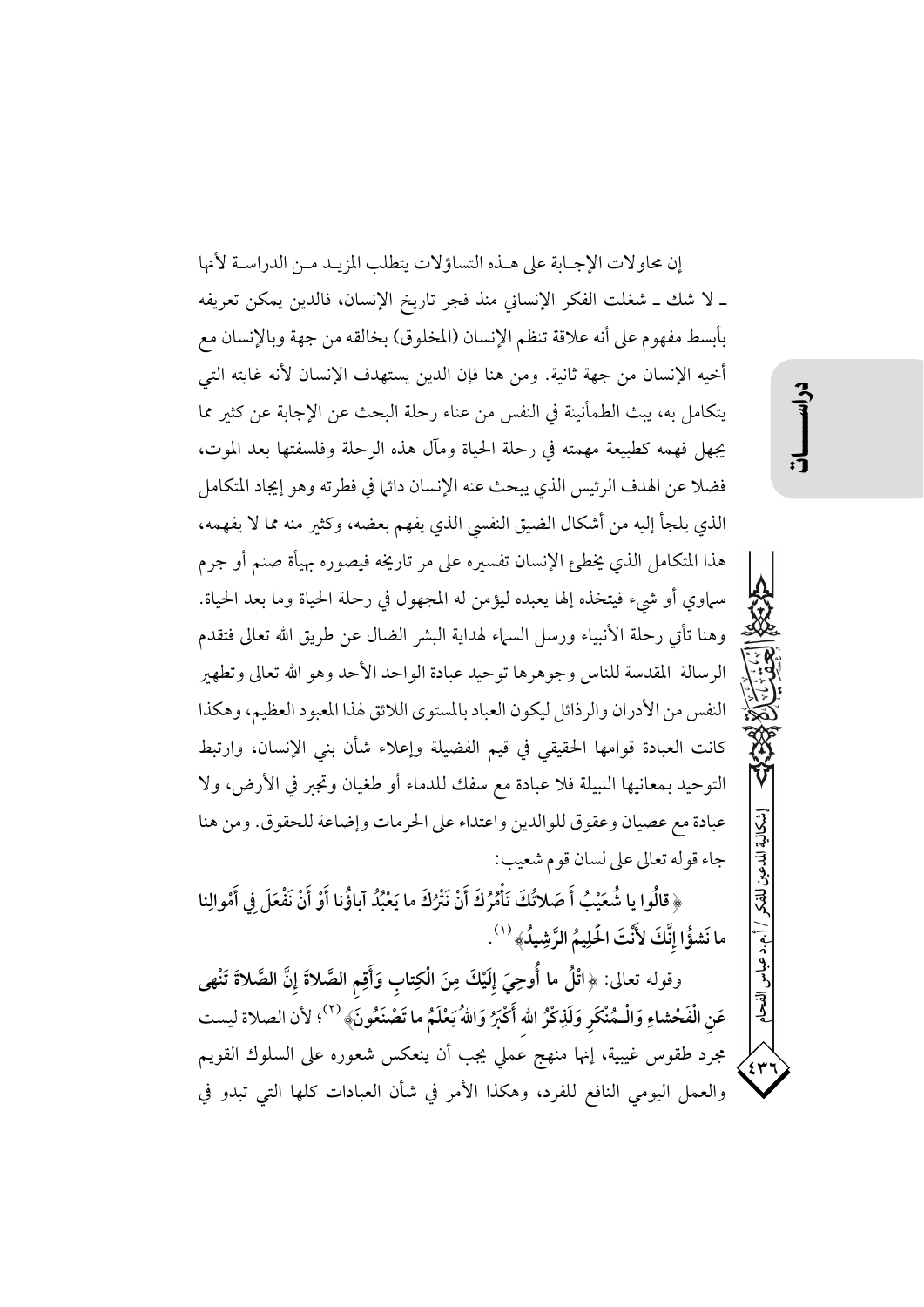إن محاولات الإجابة على هذه التساؤلات يتطلب المزيد من الدراسة لأنها ـ لا شك ـ شغلت الفكر الإنساني منذ فجر تاريخ الإنسان، فالدين يمكن تعريفه بأبسط مفهوم على أنه علاقة تنظم الإنسان (المخلوق) بخالقه من جهة وبالإنسان مع أخيه الإنسان من جهة ثانية. ومن هنا فإن الدين يستهدف الإنسان لأنه غايته التي يتكامل به، يبث الطمأنينة في النفس من عناء رحلة البحث عن الإجابة عن كثير مما يجهل فهمه كطبيعة مهمته في رحلة الحياة ومآل هذه الرحلة وفلسفتها بعد الموت، فضلا عن الهدف الرئيس الذي يبحث عنه الإنسان دائما في فطرته وهو إيجاد المتكامل الذي يلجأ إليه من أشكال الضيق النفسي الذي يفهم بعضه، وكثير منه مما لا يفهمه، هذا المتكامل الذي يخطئ الإنسان تفسيره على مر تاريخه فيصوره بهيأة صنم أو جرم سماوي أو شيء فيتخذه إلها يعبده ليؤمن له المجهول في رحلة الحياة وما بعد الحياة. وهنا تأتي رحلة الأنبياء ورسل السماء لهداية البشر الضال عن طريق الله تعالى فتقدم الرسالة المقدسة للناس وجوهرها توحيد عبادة الواحد الأحد وهو الله تعالى وتطهير النفس من الأدران والرذائل ليكون العباد بالمستوى اللائق لهذا المعبود العظيم، وهكذا كانت العبادة قوامها الحقيقي في قيم الفضيلة وإعلاء شأن بني الإنسان، وارتبط التوحيد بمعانيها النبيلة فلا عبادة مع سفك للدماء أو طغيان وتجبر في الأرض، ولا عبادة مع عصيان وعقوق للوالدين واعتداء على الحرمات وإضاعة للحقوق. ومن هنا جاء قوله تعالى على لسان قوم شعيب:

﴿قالُوا يا شُعَيْبُ أَ صَلاتُكَ تَأْمُرُكَ أَنْ نَتْرُكَ ما يَعْبُدُ آباؤُنا أَوْ أَنْ نَفْعَلَ فِي أَمْوالِنا ما نَشؤُا إِنَّكَ لأَنْتَ الْحَلِيمُ الرَّشِيدُ﴾ [1].

وقوله تعالى: ﴿اتْلُ ما أُوحِيَ إِلَيْكَ مِنَ الْكِتابِ وَأَقِمِ الصَّلاةَ إِنَّ الصَّلاةَ تَنْهى عَنِ الْفَحْشاءِ وَالْـمُنْكَرِ وَلَذِكْرُ الله أَكْبَرُ وَاللهُ يَعْلَمُ ما تَصْنَعُونَ﴾ [2]؛ لأن الصلاة ليست مجرد طقوس غيبية، إنها منهج عملي يجب أن ينعكس شعوره على السلوك القويم والعمل اليومي النافع للفرد، وهكذا الأمر في شأن العبادات كلها التي تبدو في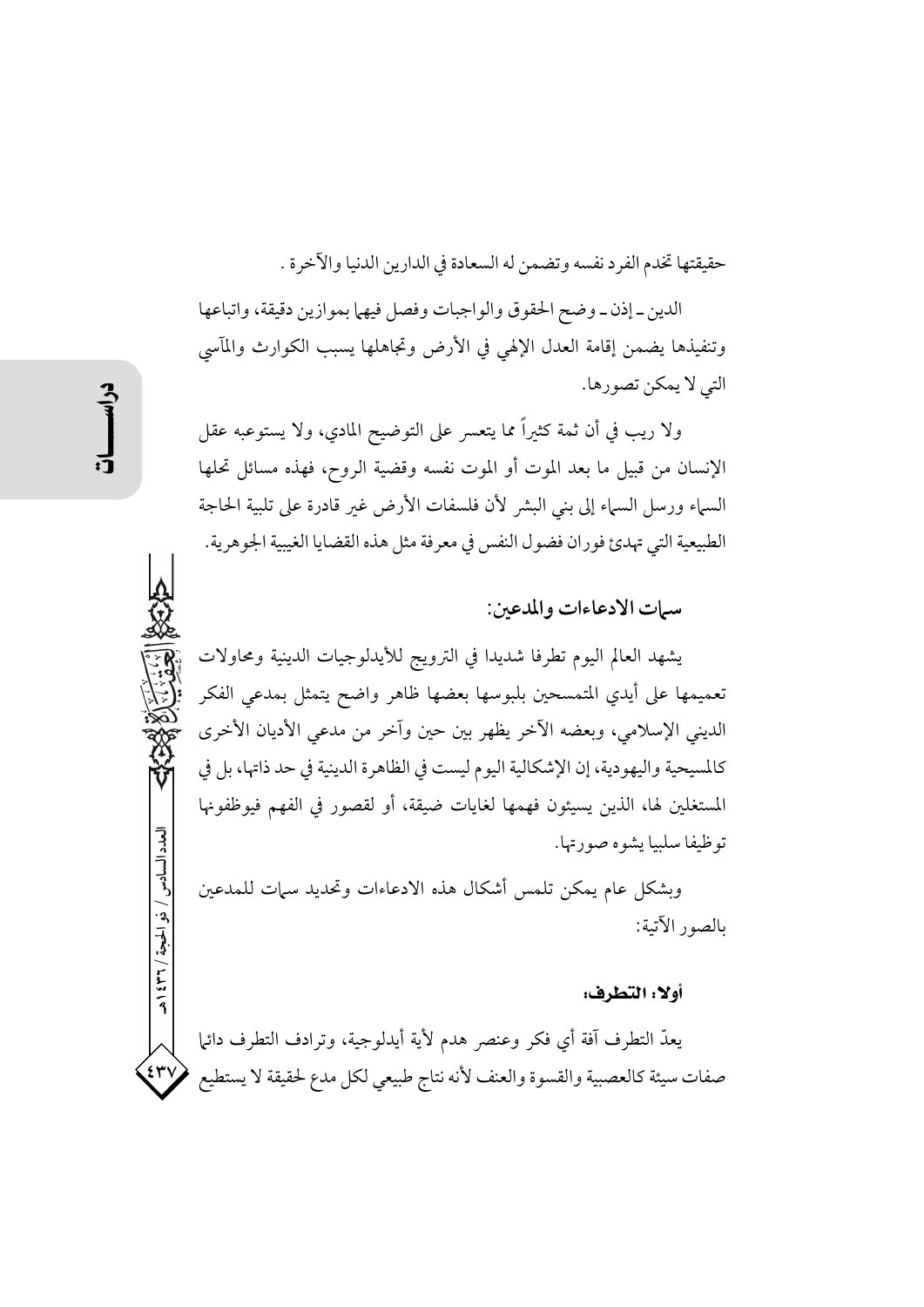حقيقتها تخدم الفرد نفسه وتضمن له السعادة في الدارين الدنيا والآخرة .

الدين ـ إذن ـ وضح الحقوق والواجبات وفصل فيها بموازين دقيقة، واتباعها وتنفيذها يضمن إقامة العدل الإلهي في الأرض وتجاهلها يسبب الكوارث والمآسي التي لا يمكن تصورها.

ولا ريب في أن ثمة كثيراً مما يتعسر على التوضيح المادي، ولا يستوعبه عقل الإنسان من قبيل ما بعد الموت أو الموت نفسه وقضية الروح، فهذه مسائل تحلها السماء ورسل السماء إلى بني البشر لأن فلسفات الأرض غير قادرة على تلبية الحاجة الطبيعية التي تهدئ فوران فضول النفس في معرفة مثل هذه القضايا الغيبية الجوهرية.

## سمات الادعاءات والمدعين:

يشهد العالم اليوم تطرفا شديدا في الترويج للأيدلوجيات الدينية ومحاولات تعميمها على أيدي المتمسحين بلبوسها بعضها ظاهر واضح يتمثل بمدعي الفكر الديني الإسلامي، وبعضه الآخر يظهر بين حين وآخر من مدعي الأديان الأخرى كالمسيحية واليهودية، إن الإشكالية اليوم ليست في الظاهرة الدينية في حد ذاتها، بل في المستغلين لها، الذين يسيئون فهمها لغايات ضيقة، أو لقصور في الفهم فيوظفونها توظيفا سلبيا يشوه صورتها.

وبشكل عام يمكن تلمس أشكال هذه الادعاءات وتحديد سمات للمدعين بالصور الآتية:

### أولا: التطرف:

يعدّ التطرف آفة أي فكر وعنصر هدم لأية أيدلوجية، وترادف التطرف دائما صفات سيئة كالعصبية والقسوة والعنف لأنه نتاج طبيعي لكل مدع لحقيقة لا يستطيع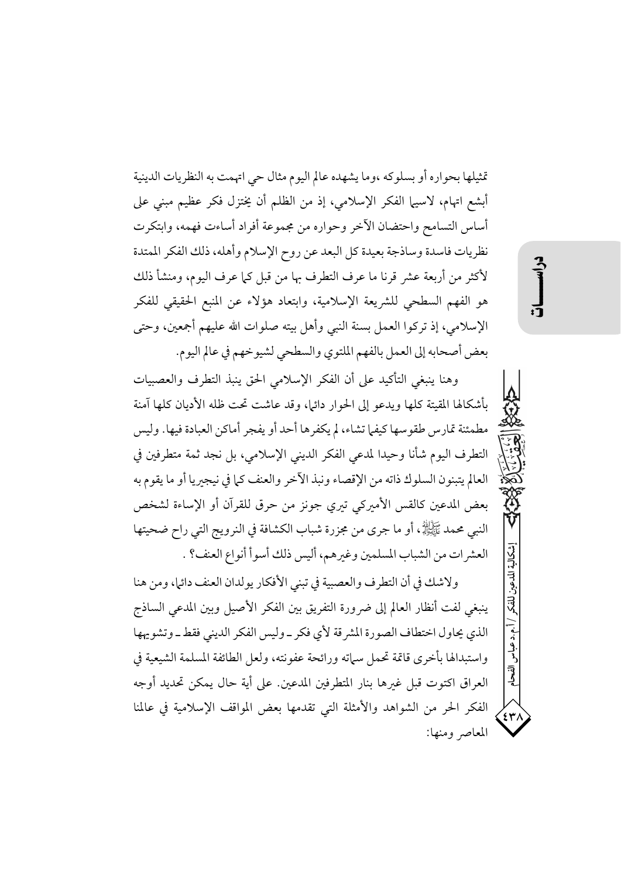تمثيلها بحواره أو بسلوكه ،وما يشهده عالم اليوم مثال حي اتهمت به النظريات الدينية أبشع اتهام، لاسيما الفكر الإسلامي، إذ من الظلم أن يختزل فكر عظيم مبني على أساس التسامح واحتضان الآخر وحواره من مجموعة أفراد أساءت فهمه، وابتكرت نظريات فاسدة وساذجة بعيدة كل البعد عن روح الإسلام وأهله، ذلك الفكر الممتدة لأكثر من أربعة عشر قرنا ما عرف التطرف بها من قبل كما عرف اليوم، ومنشأ ذلك هو الفهم السطحي للشريعة الإسلامية، وابتعاد هؤلاء عن المنبع الحقيقي للفكر الإسلامي، إذ تركوا العمل بسنة النبي وأهل بيته صلوات الله عليهم أجمعين، وحتى بعض أصحابه إلى العمل بالفهم الملتوي والسطحي لشيوخهم في عالم اليوم.

وهنا ينبغي التأكيد على أن الفكر الإسلامي الحق ينبذ التطرف والعصبيات بأشكالها المقيتة كلها ويدعو إلى الحوار دائما، وقد عاشت تحت ظله الأديان كلها آمنة مطمئنة تمارس طقوسها كيفما تشاء، لم يكفرها أحد أو يفجر أماكن العبادة فيها. وليس التطرف اليوم شأنا وحيدا لمدعي الفكر الديني الإسلامي، بل نجد ثمة متطرفين في العالم يتبنون السلوك ذاته من الإقصاء ونبذ الآخر والعنف كما في نيجيريا أو ما يقوم به بعض المدعين كالقس الأميركي تيري جونز من حرق للقرآن أو الإساءة لشخص النبي محمد ﷺ، أو ما جرى من مجزرة شباب الكشافة في النرويج التي راح ضحيتها العشرات من الشباب المسلمين وغيرهم، أليس ذلك أسوأ أنواع العنف؟ .

ولاشك في أن التطرف والعصبية في تبني الأفكار يولدان العنف دائما، ومن هنا ينبغي لفت أنظار العالم إلى ضرورة التفريق بين الفكر الأصيل وبين المدعي الساذج الذي يحاول اختطاف الصورة المشرقة لأي فكر ـ وليس الفكر الديني فقط ـ وتشويهها واستبدالها بأخرى قاتمة تحمل سماته ورائحة عفونته، ولعل الطائفة المسلمة الشيعية في العراق اكتوت قبل غيرها بنار المتطرفين المدعين. على أية حال يمكن تحديد أوجه الفكر الحر من الشواهد والأمثلة التي تقدمها بعض المواقف الإسلامية في عالمنا المعاصر ومنها: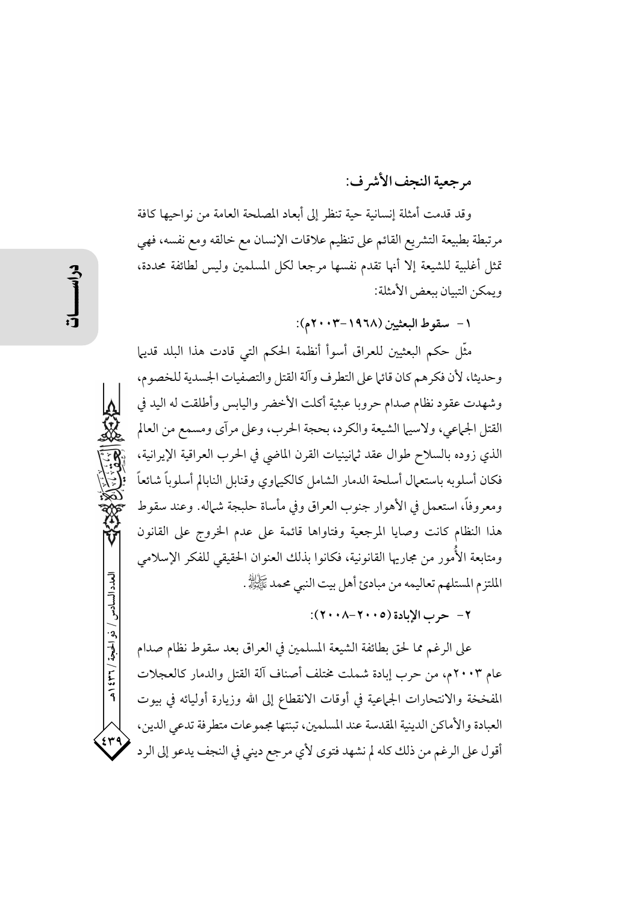## مرجعية النجف الأشرف:

وقد قدمت أمثلة إنسانية حية تنظر إلى أبعاد المصلحة العامة من نواحيها كافة مرتبطة بطبيعة التشريع القائم على تنظيم علاقات الإنسان مع خالقه ومع نفسه، فهي تمثل أغلبية للشيعة إلا أنها تقدم نفسها مرجعا لكل المسلمين وليس لطائفة محددة، ويمكن التبيان ببعض الأمثلة:

### ١- سقوط البعثيين (١٩٦٨-٢٠٠٣م):

مثّل حكم البعثيين للعراق أسوأ أنظمة الحكم التي قادت هذا البلد قديما وحديثا، لأن فكرهم كان قائما على التطرف وآلة القتل والتصفيات الجسدية للخصوم، وشهدت عقود نظام صدام حروبا عبثية أكلت الأخضر واليابس وأطلقت له اليد في القتل الجماعي، ولاسيما الشيعة والكرد، بحجة الحرب، وعلى مرآى ومسمع من العالم الذي زوده بالسلاح طوال عقد ثمانينيات القرن الماضي في الحرب العراقية الإيرانية، فكان أسلوبه باستعمال أسلحة الدمار الشامل كالكيماوي وقنابل النابالم أسلوباً شائعاً ومعروفاً، استعمل في الأهوار جنوب العراق وفي مأساة حلبجة شماله. وعند سقوط هذا النظام كانت وصايا المرجعية وفتاواها قائمة على عدم الخروج على القانون ومتابعة الأُمور من مجاريها القانونية، فكانوا بذلك العنوان الحقيقي للفكر الإسلامي الملتزم المستلهم تعاليمه من مبادئ أهل بيت النبي محمد ﷺ.

### ٢- حرب الإبادة (٢٠٠٥-٢٠٠٨):

على الرغم مما لحق بطائفة الشيعة المسلمين في العراق بعد سقوط نظام صدام عام ٢٠٠٣م، من حرب إبادة شملت مختلف أصناف آلة القتل والدمار كالعجلات المفخخة والانتحارات الجماعية في أوقات الانقطاع إلى الله وزيارة أوليائه في بيوت العبادة والأماكن الدينية المقدسة عند المسلمين، تبنتها مجموعات متطرفة تدعي الدين، أقول على الرغم من ذلك كله لم نشهد فتوى لأي مرجع ديني في النجف يدعو إلى الرد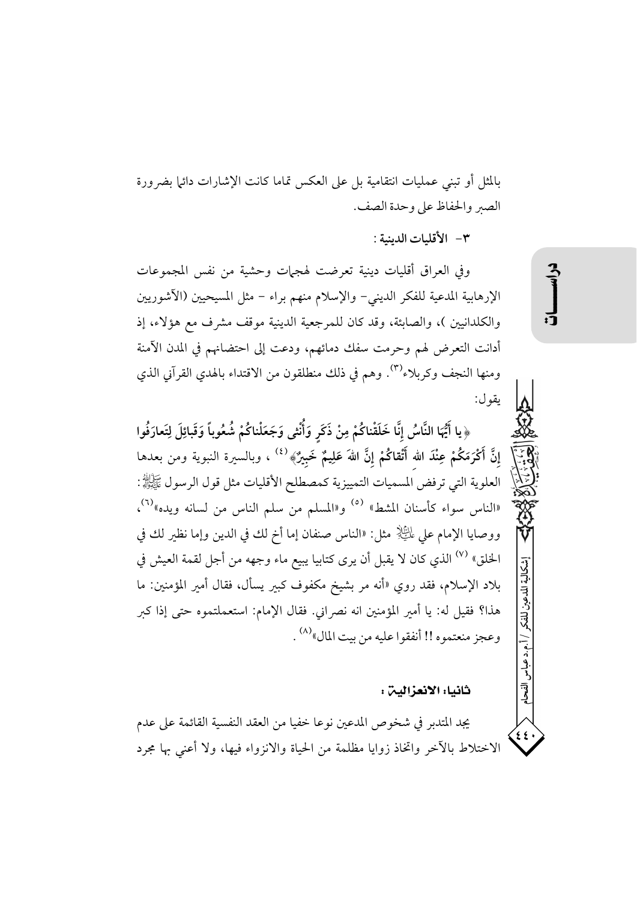بالمثل أو تبني عمليات انتقامية بل على العكس تماما كانت الإشارات دائما بضرورة الصبر والحفاظ على وحدة الصف.

### ٣- الأقليات الدينية :

وفي العراق أقليات دينية تعرضت لهجمات وحشية من نفس المجموعات الإرهابية المدعية للفكر الديني- والإسلام منهم براء – مثل المسيحيين (الآشوريين والكلدانيين )، والصابئة، وقد كان للمرجعية الدينية موقف مشرف مع هؤلاء، إذ أدانت التعرض لهم وحرمت سفك دمائهم، ودعت إلى احتضانهم في المدن الآمنة ومنها النجف وكربلاء[٣]. وهم في ذلك منطلقون من الاقتداء بالهدي القرآني الذي يقول:

﴿يا أَيُّهَا النَّاسُ إِنَّا خَلَقْنَاكُمْ مِنْ ذَكَرٍ وَأُنْثى وَجَعَلْنَاكُمْ شُعُوباً وَقَبَائِلَ لِتَعَارَفُوا إِنَّ أَكْرَمَكُمْ عِنْدَ اللهِ أَتْقَاكُمْ إِنَّ اللهَ عَلِيمٌ خَبِيرٌ﴾[٤] ، وبالسيرة النبوية ومن بعدها العلوية التي ترفض المسميات التمييزية كمصطلح الأقليات مثل قول الرسول ﷺ: «الناس سواء كأسنان المشط» [٥] و«المسلم من سلم الناس من لسانه ويده»[٦]، ووصايا الإمام علي عليه السلام مثل: «الناس صنفان إما أخ لك في الدين وإما نظير لك في الخلق» [٧] الذي كان لا يقبل أن يرى كتابيا يبيع ماء وجهه من أجل لقمة العيش في بلاد الإسلام، فقد روي «أنه مر بشيخ مكفوف كبير يسأل، فقال أمير المؤمنين: ما هذا؟ فقيل له: يا أمير المؤمنين انه نصراني. فقال الإمام: استعملتموه حتى إذا كبر وعجز منعتموه !! أنفقوا عليه من بيت المال»[٨] .

## ثانيا: الانعزالية :

يجد المتدبر في شخوص المدعين نوعا خفيا من العقد النفسية القائمة على عدم الاختلاط بالآخر واتخاذ زوايا مظلمة من الحياة والانزواء فيها، ولا أعني بها مجرد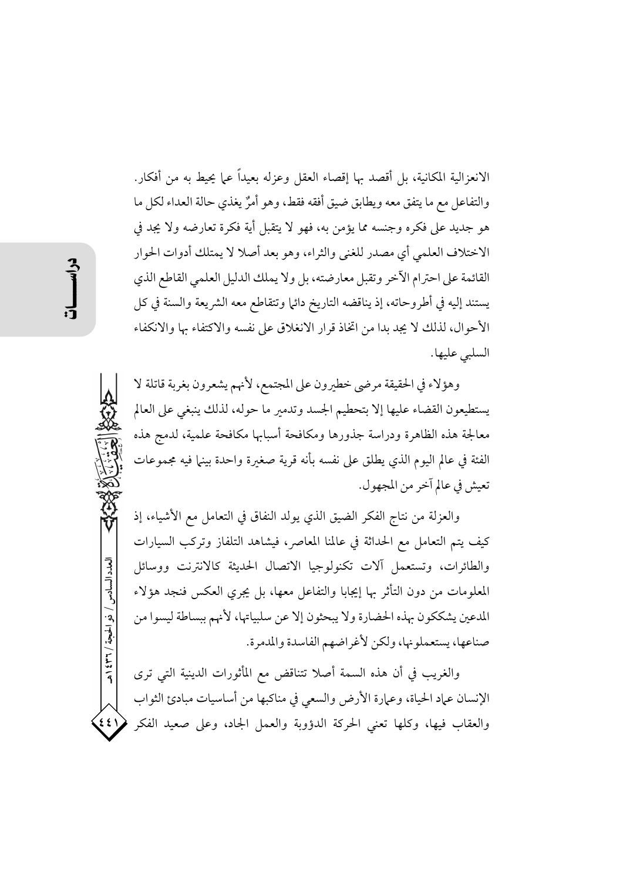الانعزالية المكانية، بل أقصد بها إقصاء العقل وعزله بعيداً عما يحيط به من أفكار. والتفاعل مع ما يتفق معه ويطابق ضيق أفقه فقط، وهو أمرٌ يغذي حالة العداء لكل ما هو جديد على فكره وجنسه مما يؤمن به، فهو لا يتقبل أية فكرة تعارضه ولا يجد في الاختلاف العلمي أي مصدر للغنى والثراء، وهو بعد أصلا لا يمتلك أدوات الحوار القائمة على احترام الآخر وتقبل معارضته، بل ولا يملك الدليل العلمي القاطع الذي يستند إليه في أطروحاته، إذ يناقضه التاريخ دائما وتتقاطع معه الشريعة والسنة في كل الأحوال، لذلك لا يجد بدا من اتخاذ قرار الانغلاق على نفسه والاكتفاء بها والانكفاء السلبي عليها.

وهؤلاء في الحقيقة مرضى خطيرون على المجتمع، لأنهم يشعرون بغربة قاتلة لا يستطيعون القضاء عليها إلا بتحطيم الجسد وتدمير ما حوله، لذلك ينبغي على العالم معالجة هذه الظاهرة ودراسة جذورها ومكافحة أسبابها مكافحة علمية، لدمج هذه الفئة في عالم اليوم الذي يطلق على نفسه بأنه قرية صغيرة واحدة بينما فيه مجموعات تعيش في عالم آخر من المجهول.

والعزلة من نتاج الفكر الضيق الذي يولد النفاق في التعامل مع الأشياء، إذ كيف يتم التعامل مع الحداثة في عالمنا المعاصر، فيشاهد التلفاز وتركب السيارات والطائرات، وتستعمل آلات تكنولوجيا الاتصال الحديثة كالانترنت ووسائل المعلومات من دون التأثر بها إيجابا والتفاعل معها، بل يجري العكس فنجد هؤلاء المدعين يشككون بهذه الحضارة ولا يبحثون إلا عن سلبياتها، لأنهم ببساطة ليسوا من صناعها، يستعملونها، ولكن لأغراضهم الفاسدة والمدمرة.

والغريب في أن هذه السمة أصلا تتناقض مع المأثورات الدينية التي ترى الإنسان عماد الحياة، وعمارة الأرض والسعي في مناكبها من أساسيات مبادئ الثواب والعقاب فيها، وكلها تعني الحركة الدؤوبة والعمل الجاد، وعلى صعيد الفكر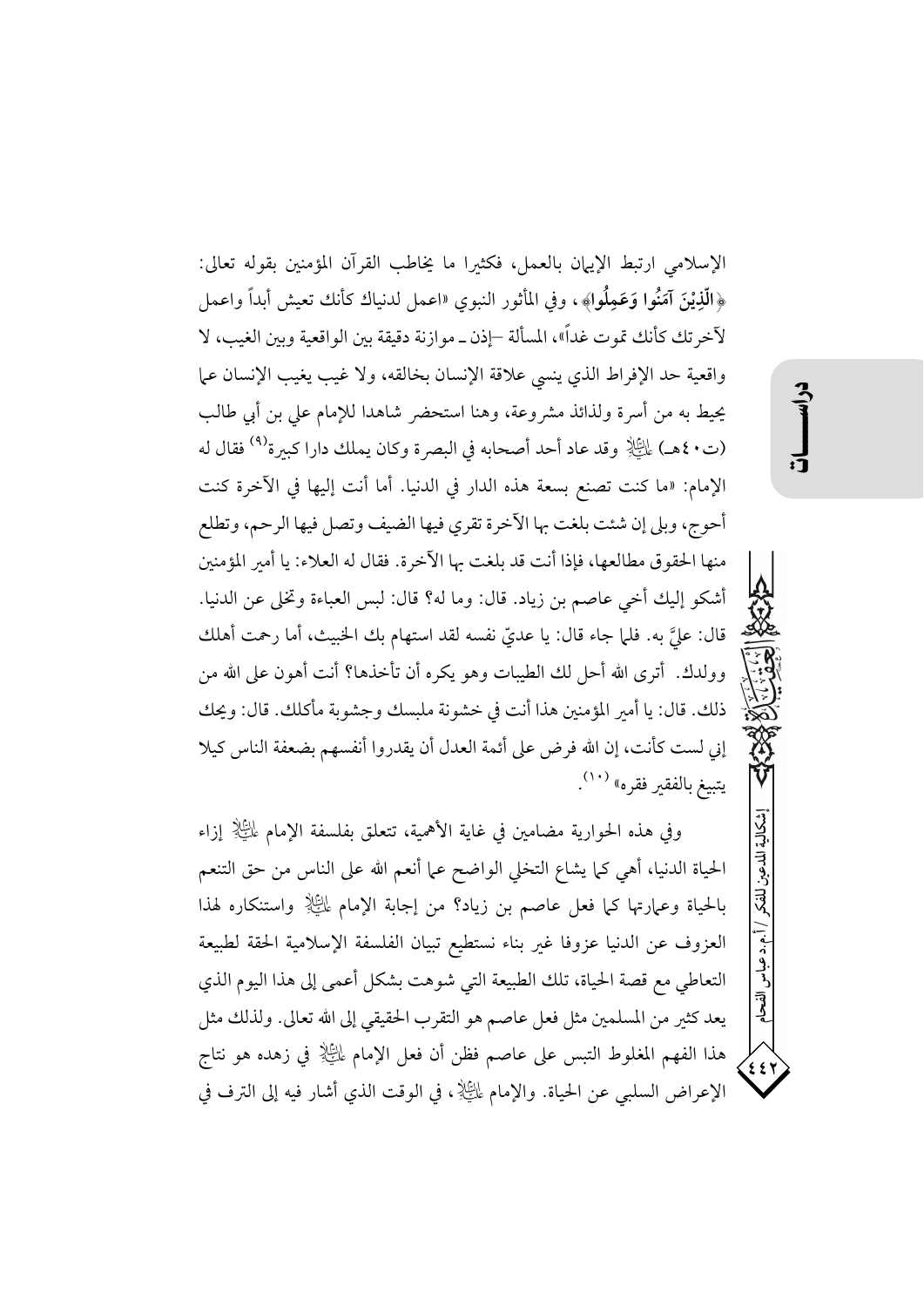الإسلامي ارتبط الإيمان بالعمل، فكثيرا ما يخاطب القرآن المؤمنين بقوله تعالى: ﴿**الَّذِيْنَ آمَنُوا وَعَمِلُوا**﴾، وفي المأثور النبوي «اعمل لدنياك كأنك تعيش أبداً واعمل لآخرتك كأنك تموت غداً»، المسألة –إذن ـ موازنة دقيقة بين الواقعية وبين الغيب، لا واقعية حد الإفراط الذي ينسي علاقة الإنسان بخالقه، ولا غيب يغيب الإنسان عما يحيط به من أسرة ولذائذ مشروعة، وهنا استحضر شاهدا للإمام علي بن أبي طالب (ت٤٠هـ) عليه السلام وقد عاد أحد أصحابه في البصرة وكان يملك دارا كبيرة[9] فقال له الإمام: «ما كنت تصنع بسعة هذه الدار في الدنيا. أما أنت إليها في الآخرة كنت أحوج، وبلى إن شئت بلغت بها الآخرة تقري فيها الضيف وتصل فيها الرحم، وتطلع منها الحقوق مطالعها، فإذا أنت قد بلغت بها الآخرة. فقال له العلاء: يا أمير المؤمنين أشكو إليك أخي عاصم بن زياد. قال: وما له؟ قال: لبس العباءة وتخلى عن الدنيا. قال: عليَّ به. فلما جاء قال: يا عديّ نفسه لقد استهام بك الخبيث، أما رحمت أهلك وولدك. أترى الله أحل لك الطيبات وهو يكره أن تأخذها؟ أنت أهون على الله من ذلك. قال: يا أمير المؤمنين هذا أنت في خشونة ملبسك وجشوبة مأكلك. قال: ويحك إني لست كأنت، إن الله فرض على أئمة العدل أن يقدروا أنفسهم بضعفة الناس كيلا يتبيغ بالفقير فقره»[10].

وفي هذه الحوارية مضامين في غاية الأهمية، تتعلق بفلسفة الإمام عليه السلام إزاء الحياة الدنيا، أهي كما يشاع التخلي الواضح عما أنعم الله على الناس من حق التنعم بالحياة وعمارتها كما فعل عاصم بن زياد؟ من إجابة الإمام عليه السلام واستنكاره لهذا العزوف عن الدنيا عزوفا غير بناء نستطيع تبيان الفلسفة الإسلامية الحقة لطبيعة التعاطي مع قصة الحياة، تلك الطبيعة التي شوهت بشكل أعمى إلى هذا اليوم الذي يعد كثير من المسلمين مثل فعل عاصم هو التقرب الحقيقي إلى الله تعالى. ولذلك مثل هذا الفهم المغلوط التبس على عاصم فظن أن فعل الإمام عليه السلام في زهده هو نتاج الإعراض السلبي عن الحياة. والإمام عليه السلام، في الوقت الذي أشار فيه إلى الترف في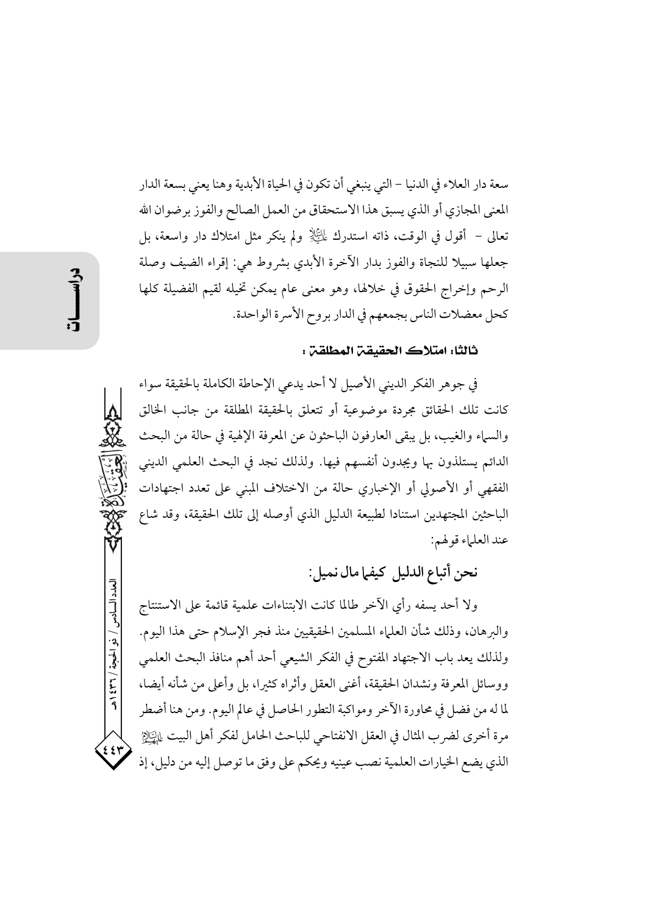سعة دار العلاء في الدنيا – التي ينبغي أن تكون في الحياة الأبدية وهنا يعني بسعة الدار المعنى المجازي أو الذي يسبق هذا الاستحقاق من العمل الصالح والفوز برضوان الله تعالى – أقول في الوقت، ذاته استدرك عليه السلام ولم ينكر مثل امتلاك دار واسعة، بل جعلها سبيلا للنجاة والفوز بدار الآخرة الأبدي بشروط هي: إقراء الضيف وصلة الرحم وإخراج الحقوق في خلالها، وهو معنى عام يمكن تخيله لقيم الفضيلة كلها كحل معضلات الناس بجمعهم في الدار بروح الأسرة الواحدة.

### ثالثا: امتلاك الحقيقة المطلقة:

في جوهر الفكر الديني الأصيل لا أحد يدعي الإحاطة الكاملة بالحقيقة سواء كانت تلك الحقائق مجردة موضوعية أو تتعلق بالحقيقة المطلقة من جانب الخالق والسماء والغيب، بل يبقى العارفون الباحثون عن المعرفة الإلهية في حالة من البحث الدائم يستلذون بها ويجدون أنفسهم فيها. ولذلك نجد في البحث العلمي الديني الفقهي أو الأصولي أو الإخباري حالة من الاختلاف المبني على تعدد اجتهادات الباحثين المجتهدين استنادا لطبيعة الدليل الذي أوصله إلى تلك الحقيقة، وقد شاع عند العلماء قولهم:

**نحن أتباع الدليل كيفما مال نميل:**

ولا أحد يسفه رأي الآخر طالما كانت الابتناءات علمية قائمة على الاستنتاج والبرهان، وذلك شأن العلماء المسلمين الحقيقيين منذ فجر الإسلام حتى هذا اليوم. ولذلك يعد باب الاجتهاد المفتوح في الفكر الشيعي أحد أهم منافذ البحث العلمي ووسائل المعرفة ونشدان الحقيقة، أغنى العقل وأثراه كثيرا، بل وأعلى من شأنه أيضا، لما له من فضل في محاورة الآخر ومواكبة التطور الحاصل في عالم اليوم. ومن هنا أضطر مرة أخرى لضرب المثال في العقل الانفتاحي للباحث الحامل لفكر أهل البيت عليهم السلام الذي يضع الخيارات العلمية نصب عينيه ويحكم على وفق ما توصل إليه من دليل، إذ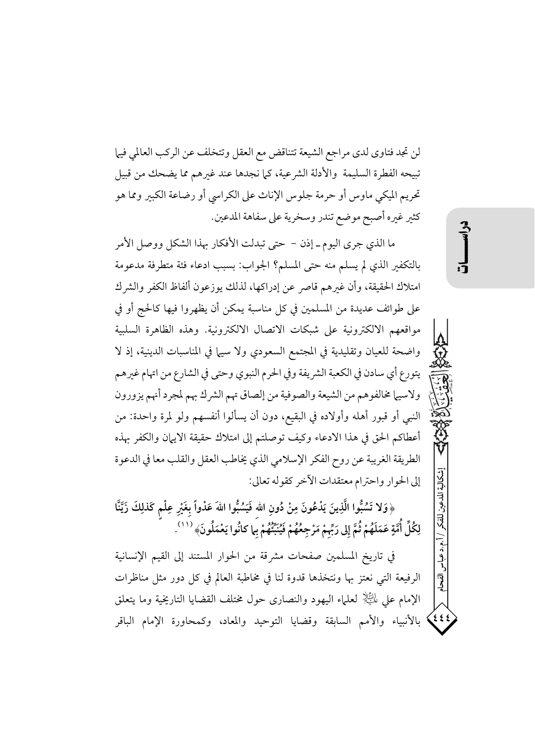لن تجد فتاوى لدى مراجع الشيعة تتناقض مع العقل وتتخلف عن الركب العالمي فيما تبيحه الفطرة السليمة والأدلة الشرعية، كما نجدها عند غيرهم مما يضحك من قبيل تحريم الميكي ماوس أو حرمة جلوس الإناث على الكراسي أو رضاعة الكبير ومما هو كثير غيره أصبح موضع تندر وسخرية على سفاهة المدعين.

ما الذي جرى اليوم ـ إذن – حتى تبدلت الأفكار بهذا الشكل ووصل الأمر بالتكفير الذي لم يسلم منه حتى المسلم؟ الجواب: بسبب ادعاء فئة متطرفة مدعومة امتلاك الحقيقة، وأن غيرهم قاصر عن إدراكها، لذلك يوزعون ألفاظ الكفر والشرك على طوائف عديدة من المسلمين في كل مناسبة يمكن أن يظهروا فيها كالحج أو في مواقعهم الالكترونية على شبكات الاتصال الالكترونية. وهذه الظاهرة السلبية واضحة للعيان وتقليدية في المجتمع السعودي ولا سيما في المناسبات الدينية، إذ لا يتورع أي سادن في الكعبة الشريفة وفي الحرم النبوي وحتى في الشارع من اتهام غيرهم ولاسيما مخالفوهم من الشيعة والصوفية من إلصاق تهم الشرك بهم لمجرد أنهم يزورون النبي أو قبور أهله وأولاده في البقيع، دون أن يسألوا أنفسهم ولو لمرة واحدة: من أعطاكم الحق في هذا الادعاء وكيف توصلتم إلى امتلاك حقيقة الايمان والكفر بهذه الطريقة الغريبة عن روح الفكر الإسلامي الذي يخاطب العقل والقلب معا في الدعوة إلى الحوار واحترام معتقدات الآخر كقوله تعالى:

﴿وَلا تَسُبُّوا الَّذِينَ يَدْعُونَ مِنْ دُونِ اللهِ فَيَسُبُّوا اللهَ عَدْواً بِغَيْرِ عِلْمٍ كَذلِكَ زَيَّنَّا لِكُلِّ أُمَّةٍ عَمَلَهُمْ ثُمَّ إِلى رَبِّهِمْ مَرْجِعُهُمْ فَيُنَبِّئُهُمْ بِما كانُوا يَعْمَلُونَ﴾(11).

في تاريخ المسلمين صفحات مشرقة من الحوار المستند إلى القيم الإنسانية الرفيعة التي نعتز بها ونتخذها قدوة لنا في مخاطبة العالم في كل دور مثل مناظرات الإمام علي عليه السلام لعلماء اليهود والنصارى حول مختلف القضايا التاريخية وما يتعلق بالأنبياء والأمم السابقة وقضايا التوحيد والمعاد، وكمحاورة الإمام الباقر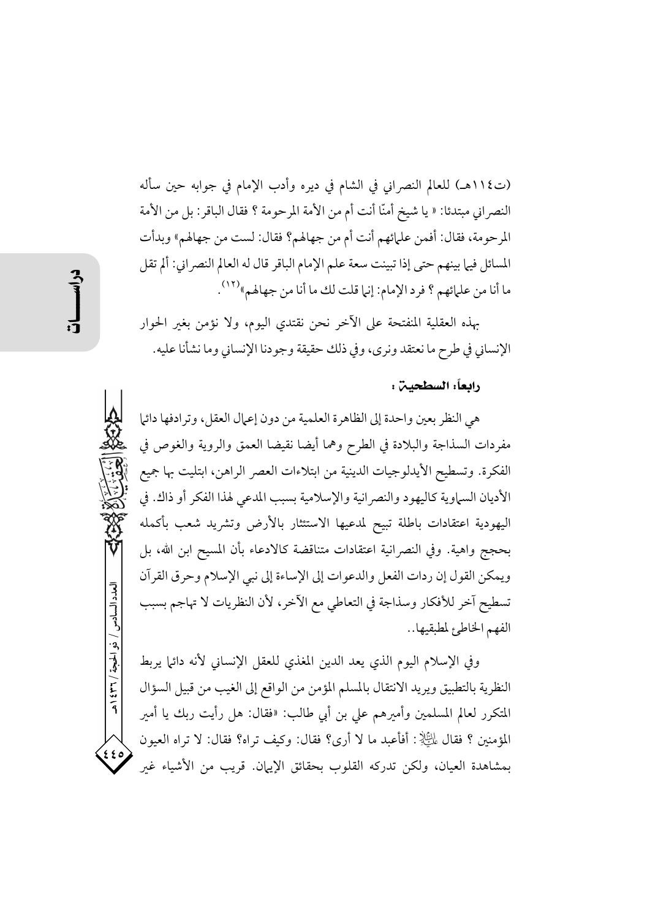(ت١١٤هـ) للعالم النصراني في الشام في ديره وأدب الإمام في جوابه حين سأله النصراني مبتدئا: « يا شيخ أمنّا أنت أم من الأمة المرحومة ؟ فقال الباقر: بل من الأمة المرحومة، فقال: أفمن علمائهم أنت أم من جهالهم؟ فقال: لست من جهالهم» وبدأت المسائل فيما بينهم حتى إذا تبينت سعة علم الإمام الباقر قال له العالم النصراني: ألم تقل ما أنا من علمائهم ؟ فرد الإمام: إنما قلت لك ما أنا من جهالهم»[١٢].

بهذه العقلية المنفتحة على الآخر نحن نقتدي اليوم، ولا نؤمن بغير الحوار الإنساني في طرح ما نعتقد ونرى، وفي ذلك حقيقة وجودنا الإنساني وما نشأنا عليه.

### رابعاً: السطحية :

هي النظر بعين واحدة إلى الظاهرة العلمية من دون إعمال العقل، وترادفها دائما مفردات السذاجة والبلادة في الطرح وهما أيضا نقيضا العمق والروية والغوص في الفكرة. وتسطيح الأيدلوجيات الدينية من ابتلاءات العصر الراهن، ابتليت بها جميع الأديان السماوية كاليهود والنصرانية والإسلامية بسبب المدعي لهذا الفكر أو ذاك. في اليهودية اعتقادات باطلة تبيح لمدعيها الاستئثار بالأرض وتشريد شعب بأكمله بحجج واهية. وفي النصرانية اعتقادات متناقضة كالادعاء بأن المسيح ابن الله، بل ويمكن القول إن ردات الفعل والدعوات إلى الإساءة إلى نبي الإسلام وحرق القرآن تسطيح آخر للأفكار وسذاجة في التعاطي مع الآخر، لأن النظريات لا تهاجم بسبب الفهم الخاطئ لمطبقيها..

وفي الإسلام اليوم الذي يعد الدين المغذي للعقل الإنساني لأنه دائما يربط النظرية بالتطبيق ويريد الانتقال بالمسلم المؤمن من الواقع إلى الغيب من قبيل السؤال المتكرر لعالم المسلمين وأميرهم علي بن أبي طالب: «فقال: هل رأيت ربك يا أمير المؤمنين ؟ فقال عليه السلام: أفأعبد ما لا أرى؟ فقال: وكيف تراه؟ فقال: لا تراه العيون بمشاهدة العيان، ولكن تدركه القلوب بحقائق الإيمان. قريب من الأشياء غير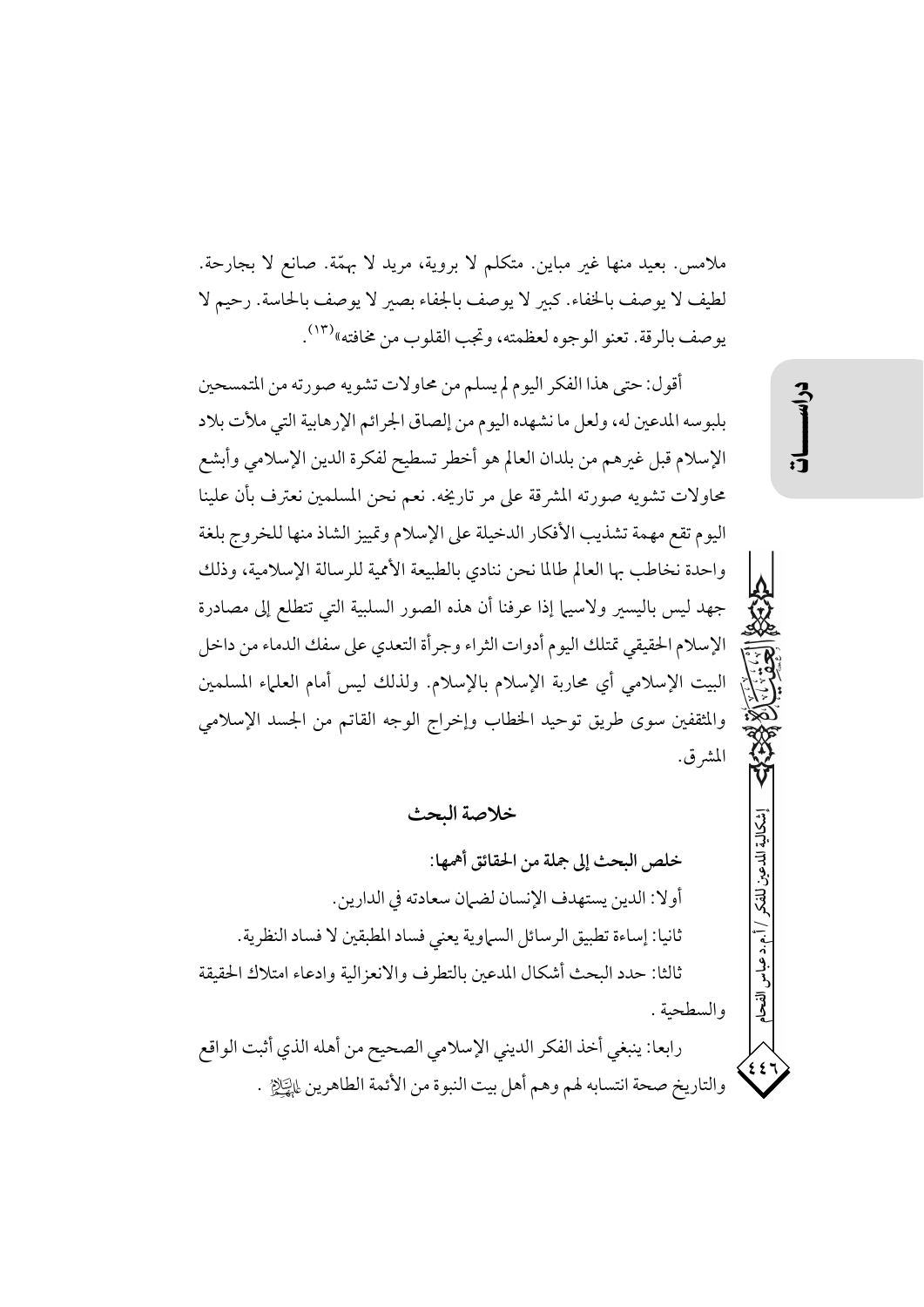ملامس. بعيد منها غير مباين. متكلم لا بروية، مريد لا بهمّة. صانع لا بجارحة. لطيف لا يوصف بالخفاء. كبير لا يوصف بالجفاء بصير لا يوصف بالحاسة. رحيم لا يوصف بالرقة. تعنو الوجوه لعظمته، وتجب القلوب من مخافته»[١٣].

أقول: حتى هذا الفكر اليوم لم يسلم من محاولات تشويه صورته من المتمسحين بلبوسه المدعين له، ولعل ما نشهده اليوم من إلصاق الجرائم الإرهابية التي ملأت بلاد الإسلام قبل غيرهم من بلدان العالم هو أخطر تسطيح لفكرة الدين الإسلامي وأبشع محاولات تشويه صورته المشرقة على مر تاريخه. نعم نحن المسلمين نعترف بأن علينا اليوم تقع مهمة تشذيب الأفكار الدخيلة على الإسلام وتمييز الشاذ منها للخروج بلغة واحدة نخاطب بها العالم طالما نحن ننادي بالطبيعة الأممية للرسالة الإسلامية، وذلك جهد ليس باليسير ولاسيما إذا عرفنا أن هذه الصور السلبية التي تتطلع إلى مصادرة الإسلام الحقيقي تمتلك اليوم أدوات الثراء وجرأة التعدي على سفك الدماء من داخل البيت الإسلامي أي محاربة الإسلام بالإسلام. ولذلك ليس أمام العلماء المسلمين والمثقفين سوى طريق توحيد الخطاب وإخراج الوجه القاتم من الجسد الإسلامي المشرق.

## خلاصة البحث

**خلص البحث إلى جملة من الحقائق أهمها:**

أولا: الدين يستهدف الإنسان لضمان سعادته في الدارين.

ثانيا: إساءة تطبيق الرسائل السماوية يعني فساد المطبقين لا فساد النظرية.

ثالثا: حدد البحث أشكال المدعين بالتطرف والانعزالية وادعاء امتلاك الحقيقة والسطحية.

رابعا: ينبغي أخذ الفكر الديني الإسلامي الصحيح من أهله الذي أثبت الواقع والتاريخ صحة انتسابه لهم وهم أهل بيت النبوة من الأئمة الطاهرين عليهم السلام.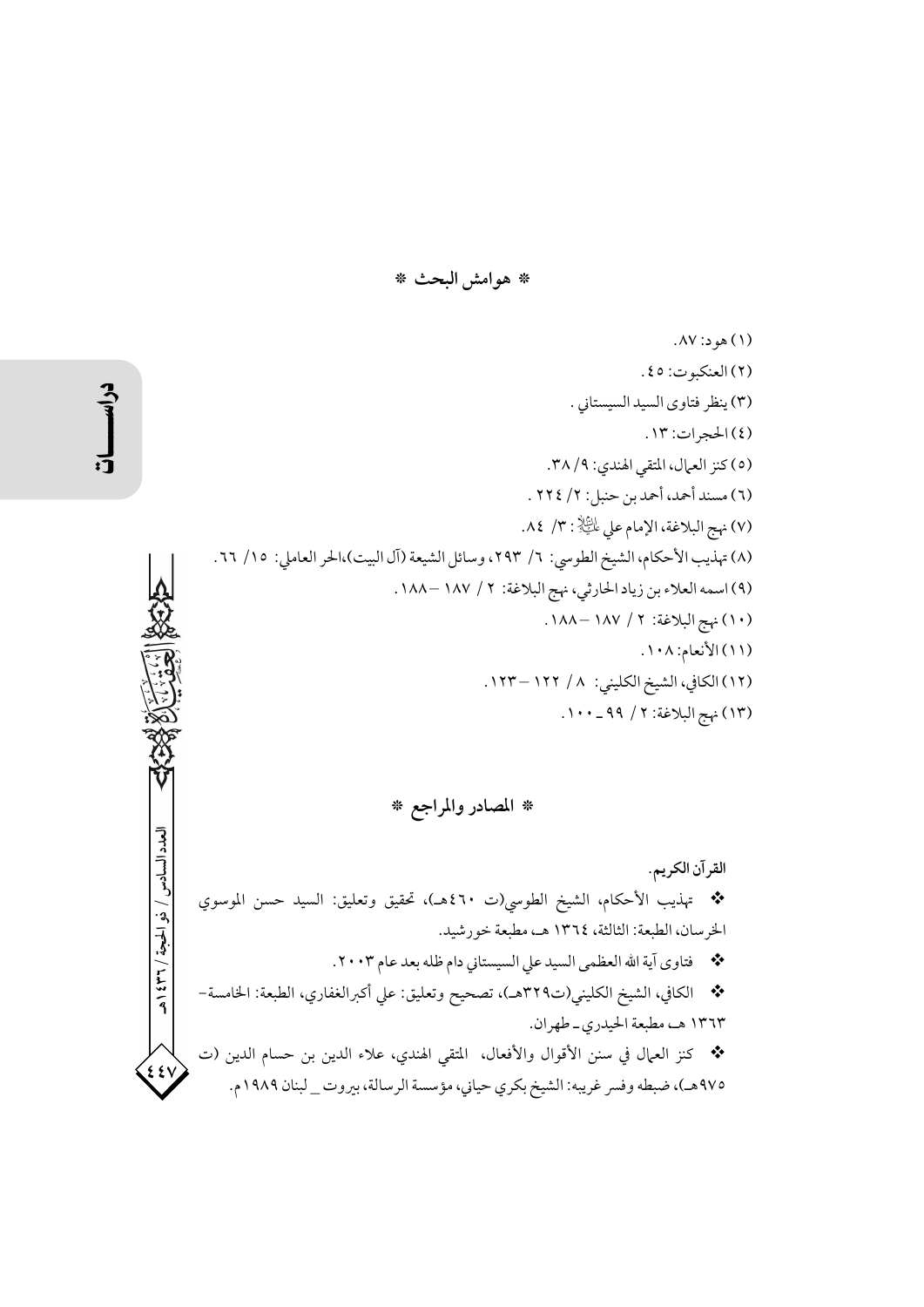## * هوامش البحث *

(١) هود: ٨٧.

(٢) العنكبوت: ٤٥.

(٣) ينظر فتاوى السيد السيستاني .

(٤) الحجرات: ١٣.

(٥) كنز العمال، المتقي الهندي: ٩/ ٣٨.

(٦) مسند أحمد، أحمد بن حنبل: ٢/ ٢٢٤ .

(٧) نهج البلاغة، الإمام علي عليه السلام: ٣/ ٨٤.

(٨) تهذيب الأحكام، الشيخ الطوسي: ٦/ ٢٩٣، وسائل الشيعة (آل البيت)،الحر العاملي: ١٥/ ٦٦.

(٩) اسمه العلاء بن زياد الحارثي، نهج البلاغة: ٢ / ١٨٧ –١٨٨.

(١٠) نهج البلاغة: ٢ / ١٨٧ –١٨٨.

(١١) الأنعام: ١٠٨.

(١٢) الكافي، الشيخ الكليني: ٨ / ١٢٢ –١٢٣.

(١٣) نهج البلاغة: ٢ / ٩٩ـ ١٠٠.

## * المصادر والمراجع *

القرآن الكريم.

❖ تهذيب الأحكام، الشيخ الطوسي(ت ٤٦٠هـ)، تحقيق وتعليق: السيد حسن الموسوي الخرسان، الطبعة: الثالثة، ١٣٦٤ هـ، مطبعة خورشيد.

❖ فتاوى آية الله العظمى السيد علي السيستاني دام ظله بعد عام ٢٠٠٣.

❖ الكافي، الشيخ الكليني(ت٣٢٩هـ)، تصحيح وتعليق: علي أكبرالغفاري، الطبعة: الخامسة– ١٣٦٣ هـ، مطبعة الحيدري ـ طهران.

❖ كنز العمال في سنن الأقوال والأفعال، المتقي الهندي، علاء الدين بن حسام الدين (ت ٩٧٥هـ)، ضبطه وفسر غريبه: الشيخ بكري حياني، مؤسسة الرسالة، بيروت _ لبنان ١٩٨٩م.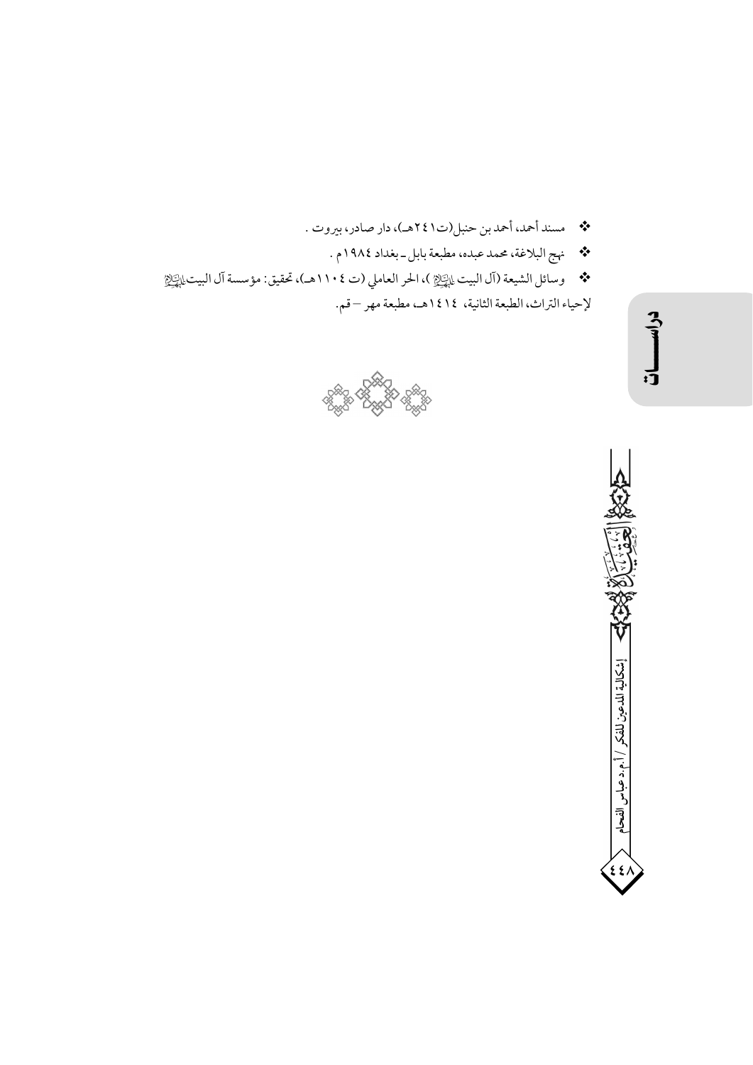- مسند أحمد، أحمد بن حنبل(ت٢٤١هـ)، دار صادر، بيروت .
- نهج البلاغة، محمد عبده، مطبعة بابل ـ بغداد ١٩٨٤م .
- وسائل الشيعة (آل البيت عليهم السلام)، الحر العاملي (ت ١١٠٤هـ)، تحقيق: مؤسسة آل البيت عليهم السلام لإحياء التراث، الطبعة الثانية، ١٤١٤هـ، مطبعة مهر – قم.